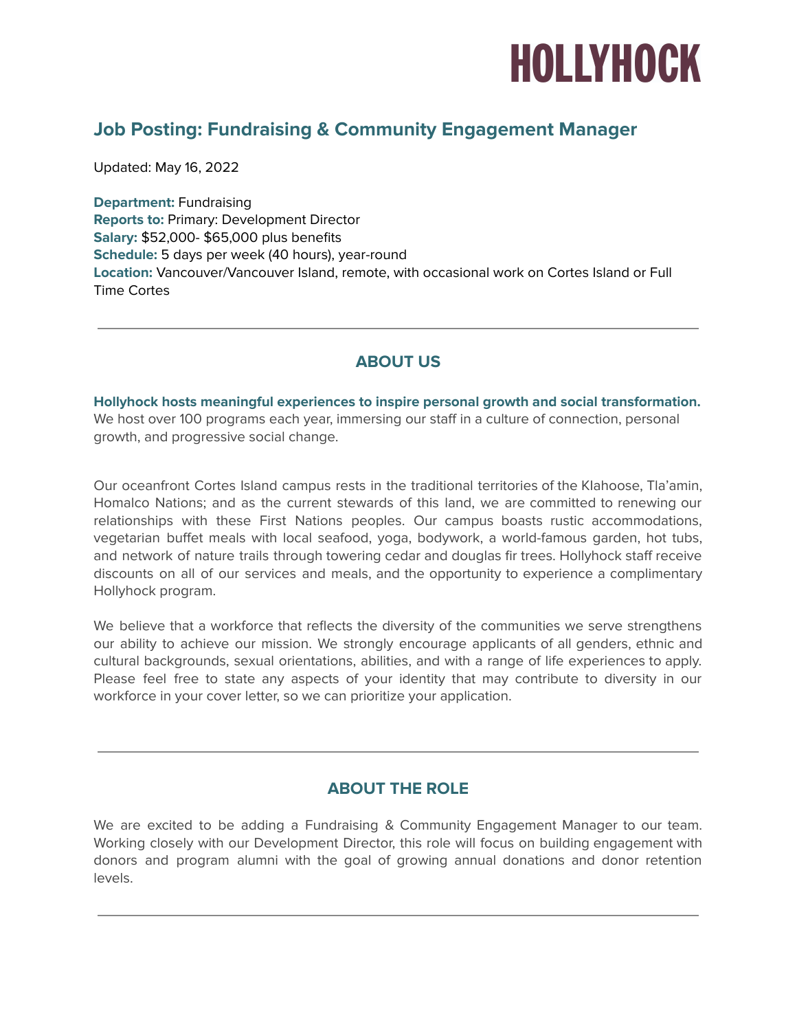# HOLLYHOCK

## Job Posting: Fundraising & Community Engagement Manager

Updated: May 16, 2022

**Department:** Fundraising
**Reports to:** Primary: Development Director
**Salary:** $52,000- $65,000 plus benefits
**Schedule:** 5 days per week (40 hours), year-round
**Location:** Vancouver/Vancouver Island, remote, with occasional work on Cortes Island or Full Time Cortes

---

## ABOUT US

**Hollyhock hosts meaningful experiences to inspire personal growth and social transformation.** We host over 100 programs each year, immersing our staff in a culture of connection, personal growth, and progressive social change.

Our oceanfront Cortes Island campus rests in the traditional territories of the Klahoose, Tla'amin, Homalco Nations; and as the current stewards of this land, we are committed to renewing our relationships with these First Nations peoples. Our campus boasts rustic accommodations, vegetarian buffet meals with local seafood, yoga, bodywork, a world-famous garden, hot tubs, and network of nature trails through towering cedar and douglas fir trees. Hollyhock staff receive discounts on all of our services and meals, and the opportunity to experience a complimentary Hollyhock program.

We believe that a workforce that reflects the diversity of the communities we serve strengthens our ability to achieve our mission. We strongly encourage applicants of all genders, ethnic and cultural backgrounds, sexual orientations, abilities, and with a range of life experiences to apply. Please feel free to state any aspects of your identity that may contribute to diversity in our workforce in your cover letter, so we can prioritize your application.

---

## ABOUT THE ROLE

We are excited to be adding a Fundraising & Community Engagement Manager to our team. Working closely with our Development Director, this role will focus on building engagement with donors and program alumni with the goal of growing annual donations and donor retention levels.

---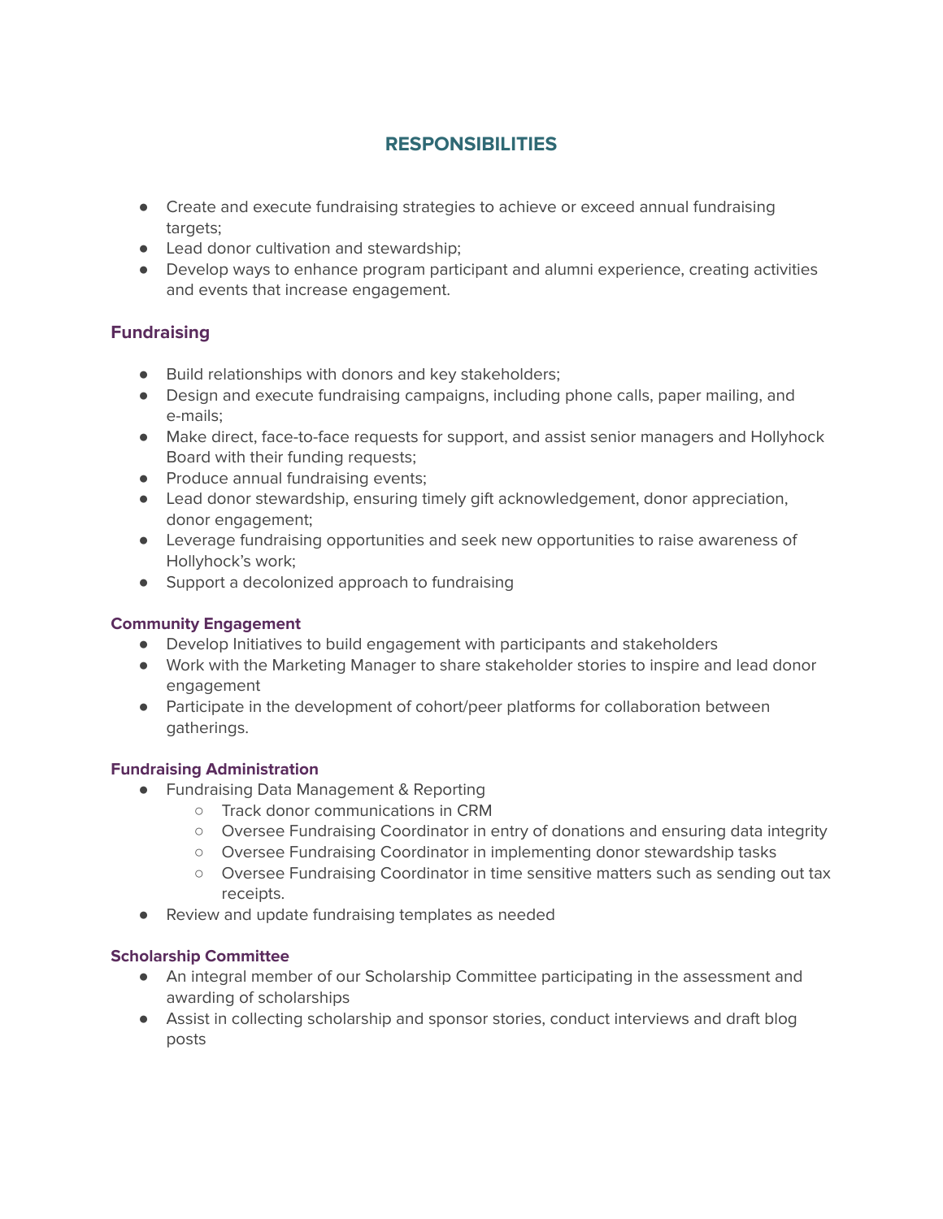## RESPONSIBILITIES

- Create and execute fundraising strategies to achieve or exceed annual fundraising targets;
- Lead donor cultivation and stewardship;
- Develop ways to enhance program participant and alumni experience, creating activities and events that increase engagement.

### Fundraising

- Build relationships with donors and key stakeholders;
- Design and execute fundraising campaigns, including phone calls, paper mailing, and e-mails;
- Make direct, face-to-face requests for support, and assist senior managers and Hollyhock Board with their funding requests;
- Produce annual fundraising events;
- Lead donor stewardship, ensuring timely gift acknowledgement, donor appreciation, donor engagement;
- Leverage fundraising opportunities and seek new opportunities to raise awareness of Hollyhock's work;
- Support a decolonized approach to fundraising

### Community Engagement

- Develop Initiatives to build engagement with participants and stakeholders
- Work with the Marketing Manager to share stakeholder stories to inspire and lead donor engagement
- Participate in the development of cohort/peer platforms for collaboration between gatherings.

### Fundraising Administration

- Fundraising Data Management & Reporting
  - Track donor communications in CRM
  - Oversee Fundraising Coordinator in entry of donations and ensuring data integrity
  - Oversee Fundraising Coordinator in implementing donor stewardship tasks
  - Oversee Fundraising Coordinator in time sensitive matters such as sending out tax receipts.
- Review and update fundraising templates as needed

### Scholarship Committee

- An integral member of our Scholarship Committee participating in the assessment and awarding of scholarships
- Assist in collecting scholarship and sponsor stories, conduct interviews and draft blog posts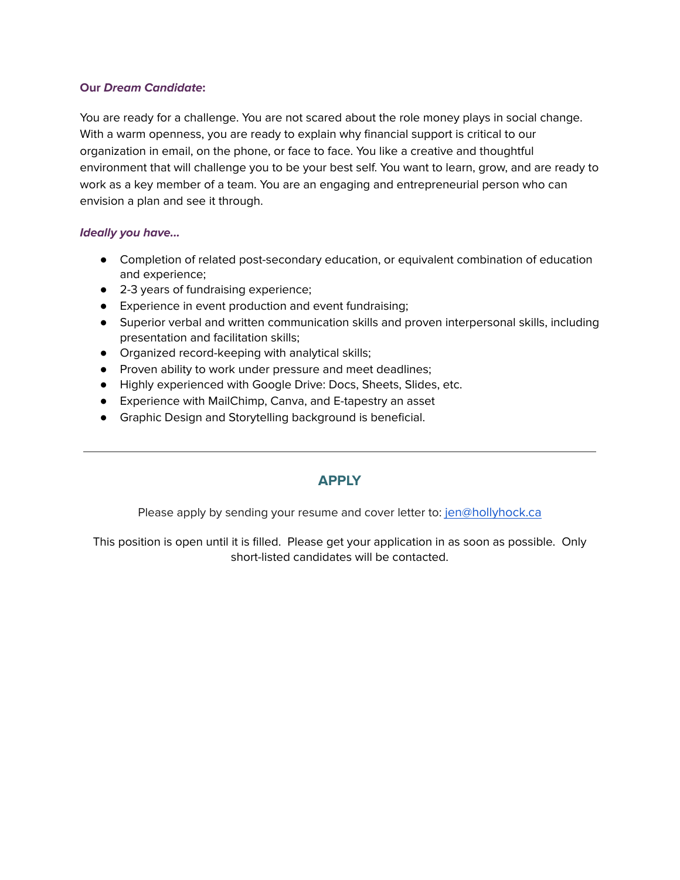**Our *Dream Candidate*:**

You are ready for a challenge. You are not scared about the role money plays in social change. With a warm openness, you are ready to explain why financial support is critical to our organization in email, on the phone, or face to face. You like a creative and thoughtful environment that will challenge you to be your best self. You want to learn, grow, and are ready to work as a key member of a team. You are an engaging and entrepreneurial person who can envision a plan and see it through.

***Ideally you have...***

- Completion of related post-secondary education, or equivalent combination of education and experience;
- 2-3 years of fundraising experience;
- Experience in event production and event fundraising;
- Superior verbal and written communication skills and proven interpersonal skills, including presentation and facilitation skills;
- Organized record-keeping with analytical skills;
- Proven ability to work under pressure and meet deadlines;
- Highly experienced with Google Drive: Docs, Sheets, Slides, etc.
- Experience with MailChimp, Canva, and E-tapestry an asset
- Graphic Design and Storytelling background is beneficial.

---

## APPLY

Please apply by sending your resume and cover letter to: jen@hollyhock.ca

This position is open until it is filled. Please get your application in as soon as possible. Only short-listed candidates will be contacted.